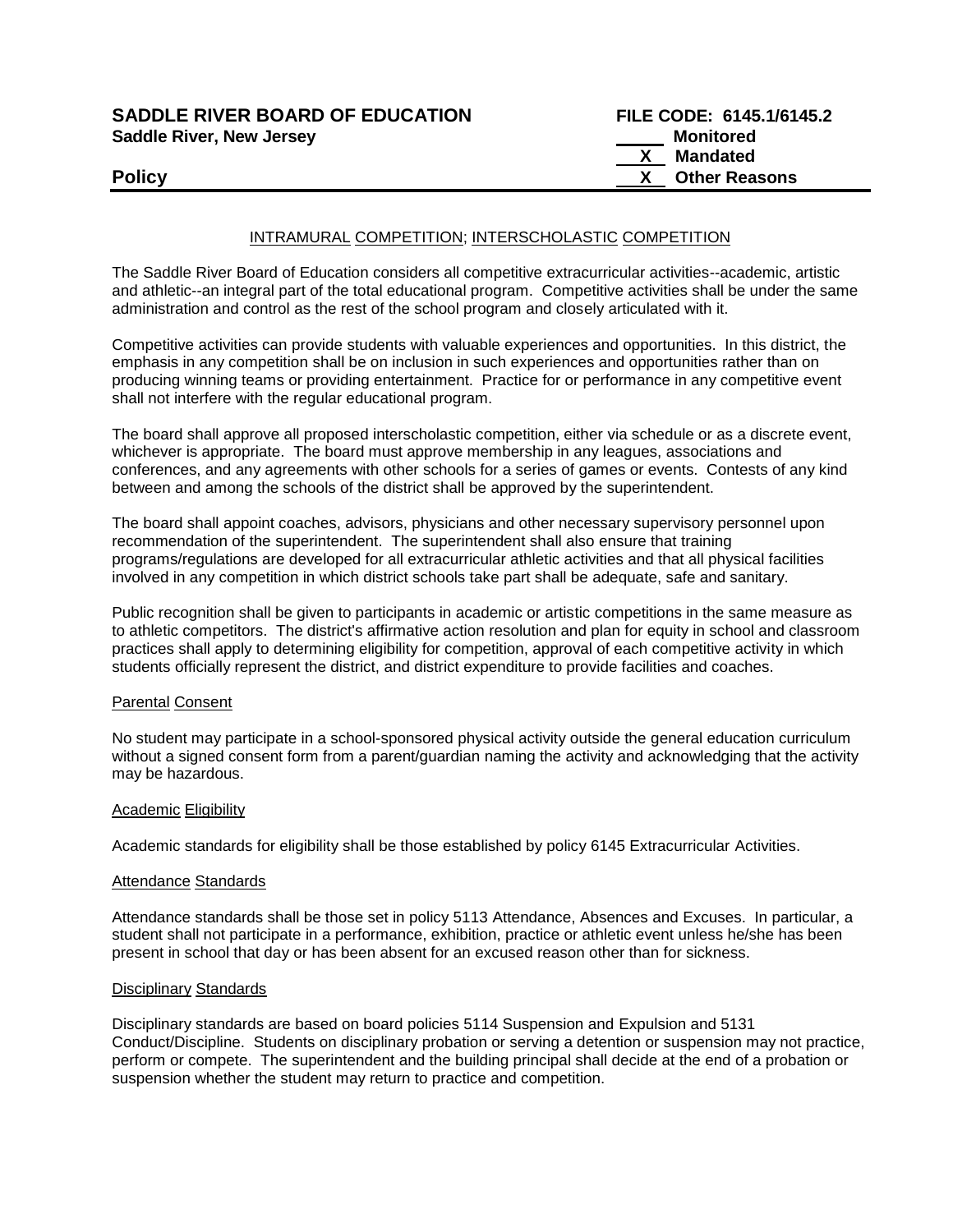**SADDLE RIVER BOARD OF EDUCATION**
**Saddle River, New Jersey**

**FILE CODE: 6145.1/6145.2**
**\_\_\_\_\_ Monitored**
**\_\_X\_\_ Mandated**
**\_\_X\_\_ Other Reasons**

**Policy**

INTRAMURAL COMPETITION; INTERSCHOLASTIC COMPETITION

The Saddle River Board of Education considers all competitive extracurricular activities--academic, artistic and athletic--an integral part of the total educational program. Competitive activities shall be under the same administration and control as the rest of the school program and closely articulated with it.

Competitive activities can provide students with valuable experiences and opportunities. In this district, the emphasis in any competition shall be on inclusion in such experiences and opportunities rather than on producing winning teams or providing entertainment. Practice for or performance in any competitive event shall not interfere with the regular educational program.

The board shall approve all proposed interscholastic competition, either via schedule or as a discrete event, whichever is appropriate. The board must approve membership in any leagues, associations and conferences, and any agreements with other schools for a series of games or events. Contests of any kind between and among the schools of the district shall be approved by the superintendent.

The board shall appoint coaches, advisors, physicians and other necessary supervisory personnel upon recommendation of the superintendent. The superintendent shall also ensure that training programs/regulations are developed for all extracurricular athletic activities and that all physical facilities involved in any competition in which district schools take part shall be adequate, safe and sanitary.

Public recognition shall be given to participants in academic or artistic competitions in the same measure as to athletic competitors. The district's affirmative action resolution and plan for equity in school and classroom practices shall apply to determining eligibility for competition, approval of each competitive activity in which students officially represent the district, and district expenditure to provide facilities and coaches.

Parental Consent

No student may participate in a school-sponsored physical activity outside the general education curriculum without a signed consent form from a parent/guardian naming the activity and acknowledging that the activity may be hazardous.

Academic Eligibility

Academic standards for eligibility shall be those established by policy 6145 Extracurricular Activities.

Attendance Standards

Attendance standards shall be those set in policy 5113 Attendance, Absences and Excuses. In particular, a student shall not participate in a performance, exhibition, practice or athletic event unless he/she has been present in school that day or has been absent for an excused reason other than for sickness.

Disciplinary Standards

Disciplinary standards are based on board policies 5114 Suspension and Expulsion and 5131 Conduct/Discipline. Students on disciplinary probation or serving a detention or suspension may not practice, perform or compete. The superintendent and the building principal shall decide at the end of a probation or suspension whether the student may return to practice and competition.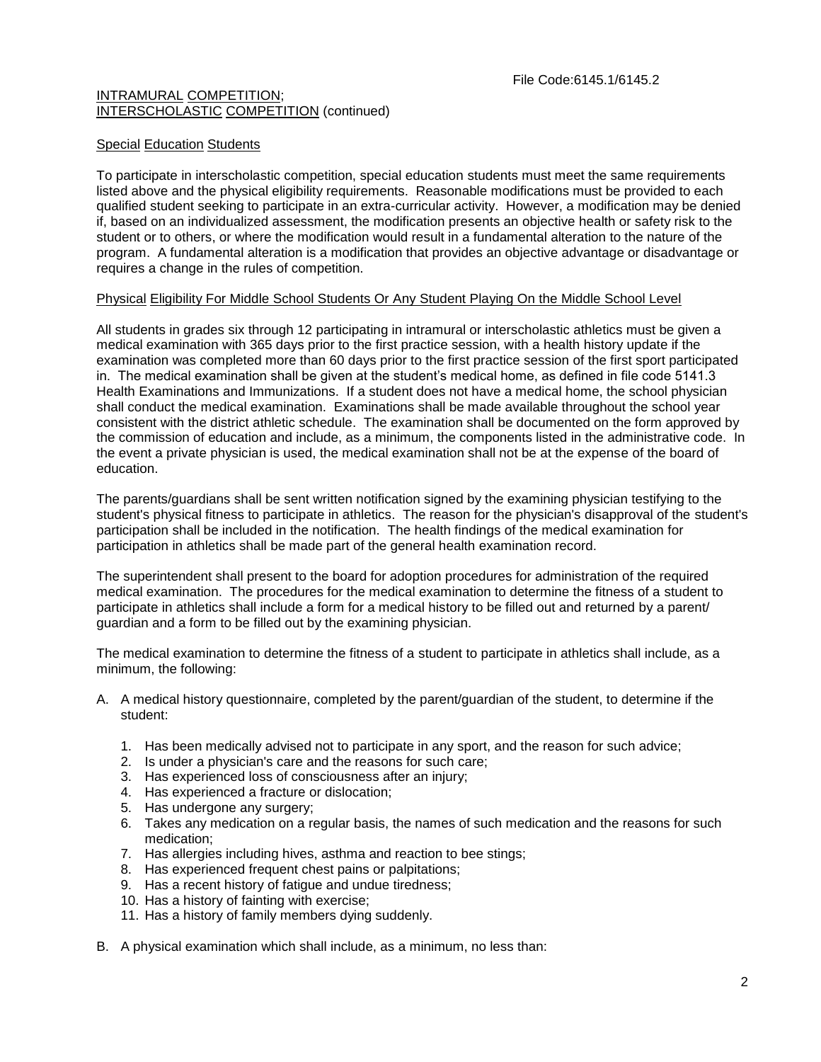File Code:6145.1/6145.2

INTRAMURAL COMPETITION;
INTERSCHOLASTIC COMPETITION (continued)

Special Education Students

To participate in interscholastic competition, special education students must meet the same requirements listed above and the physical eligibility requirements. Reasonable modifications must be provided to each qualified student seeking to participate in an extra-curricular activity. However, a modification may be denied if, based on an individualized assessment, the modification presents an objective health or safety risk to the student or to others, or where the modification would result in a fundamental alteration to the nature of the program. A fundamental alteration is a modification that provides an objective advantage or disadvantage or requires a change in the rules of competition.

Physical Eligibility For Middle School Students Or Any Student Playing On the Middle School Level

All students in grades six through 12 participating in intramural or interscholastic athletics must be given a medical examination with 365 days prior to the first practice session, with a health history update if the examination was completed more than 60 days prior to the first practice session of the first sport participated in. The medical examination shall be given at the student's medical home, as defined in file code 5141.3 Health Examinations and Immunizations. If a student does not have a medical home, the school physician shall conduct the medical examination. Examinations shall be made available throughout the school year consistent with the district athletic schedule. The examination shall be documented on the form approved by the commission of education and include, as a minimum, the components listed in the administrative code. In the event a private physician is used, the medical examination shall not be at the expense of the board of education.

The parents/guardians shall be sent written notification signed by the examining physician testifying to the student's physical fitness to participate in athletics. The reason for the physician's disapproval of the student's participation shall be included in the notification. The health findings of the medical examination for participation in athletics shall be made part of the general health examination record.

The superintendent shall present to the board for adoption procedures for administration of the required medical examination. The procedures for the medical examination to determine the fitness of a student to participate in athletics shall include a form for a medical history to be filled out and returned by a parent/ guardian and a form to be filled out by the examining physician.

The medical examination to determine the fitness of a student to participate in athletics shall include, as a minimum, the following:

A. A medical history questionnaire, completed by the parent/guardian of the student, to determine if the student:

    1. Has been medically advised not to participate in any sport, and the reason for such advice;
    2. Is under a physician's care and the reasons for such care;
    3. Has experienced loss of consciousness after an injury;
    4. Has experienced a fracture or dislocation;
    5. Has undergone any surgery;
    6. Takes any medication on a regular basis, the names of such medication and the reasons for such medication;
    7. Has allergies including hives, asthma and reaction to bee stings;
    8. Has experienced frequent chest pains or palpitations;
    9. Has a recent history of fatigue and undue tiredness;
    10. Has a history of fainting with exercise;
    11. Has a history of family members dying suddenly.

B. A physical examination which shall include, as a minimum, no less than: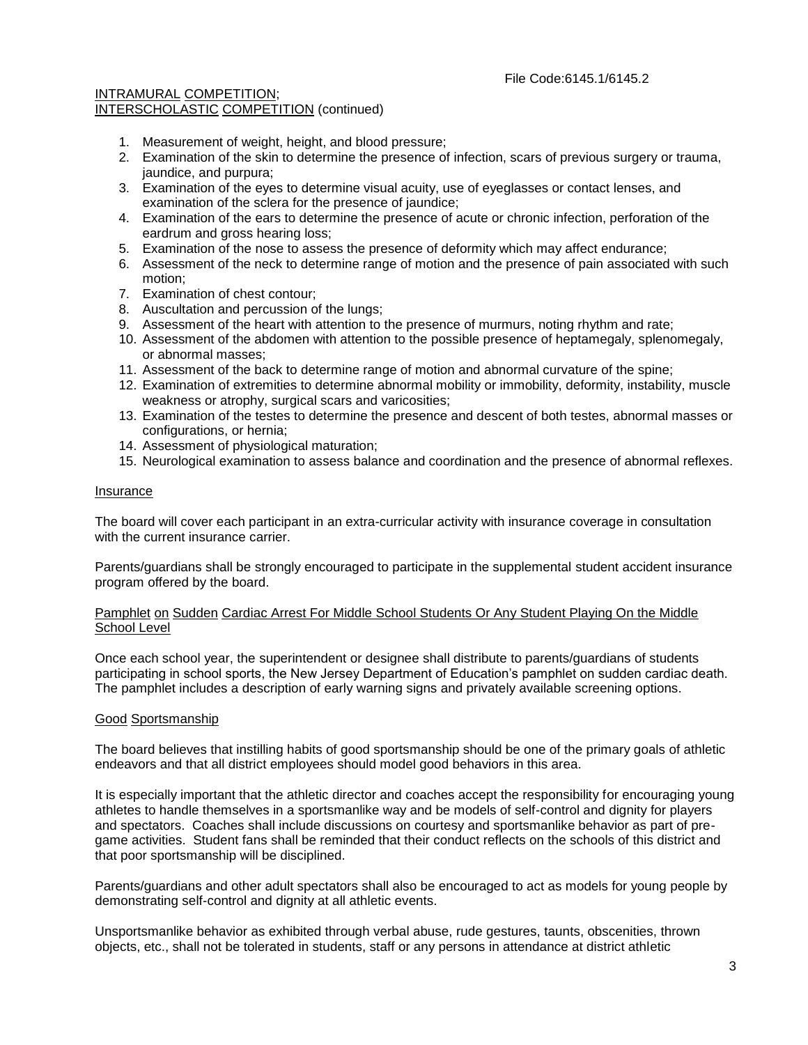INTRAMURAL COMPETITION;
INTERSCHOLASTIC COMPETITION (continued)

1. Measurement of weight, height, and blood pressure;
2. Examination of the skin to determine the presence of infection, scars of previous surgery or trauma, jaundice, and purpura;
3. Examination of the eyes to determine visual acuity, use of eyeglasses or contact lenses, and examination of the sclera for the presence of jaundice;
4. Examination of the ears to determine the presence of acute or chronic infection, perforation of the eardrum and gross hearing loss;
5. Examination of the nose to assess the presence of deformity which may affect endurance;
6. Assessment of the neck to determine range of motion and the presence of pain associated with such motion;
7. Examination of chest contour;
8. Auscultation and percussion of the lungs;
9. Assessment of the heart with attention to the presence of murmurs, noting rhythm and rate;
10. Assessment of the abdomen with attention to the possible presence of heptamegaly, splenomegaly, or abnormal masses;
11. Assessment of the back to determine range of motion and abnormal curvature of the spine;
12. Examination of extremities to determine abnormal mobility or immobility, deformity, instability, muscle weakness or atrophy, surgical scars and varicosities;
13. Examination of the testes to determine the presence and descent of both testes, abnormal masses or configurations, or hernia;
14. Assessment of physiological maturation;
15. Neurological examination to assess balance and coordination and the presence of abnormal reflexes.

## Insurance

The board will cover each participant in an extra-curricular activity with insurance coverage in consultation with the current insurance carrier.

Parents/guardians shall be strongly encouraged to participate in the supplemental student accident insurance program offered by the board.

## Pamphlet on Sudden Cardiac Arrest For Middle School Students Or Any Student Playing On the Middle School Level

Once each school year, the superintendent or designee shall distribute to parents/guardians of students participating in school sports, the New Jersey Department of Education's pamphlet on sudden cardiac death. The pamphlet includes a description of early warning signs and privately available screening options.

## Good Sportsmanship

The board believes that instilling habits of good sportsmanship should be one of the primary goals of athletic endeavors and that all district employees should model good behaviors in this area.

It is especially important that the athletic director and coaches accept the responsibility for encouraging young athletes to handle themselves in a sportsmanlike way and be models of self-control and dignity for players and spectators. Coaches shall include discussions on courtesy and sportsmanlike behavior as part of pre-game activities. Student fans shall be reminded that their conduct reflects on the schools of this district and that poor sportsmanship will be disciplined.

Parents/guardians and other adult spectators shall also be encouraged to act as models for young people by demonstrating self-control and dignity at all athletic events.

Unsportsmanlike behavior as exhibited through verbal abuse, rude gestures, taunts, obscenities, thrown objects, etc., shall not be tolerated in students, staff or any persons in attendance at district athletic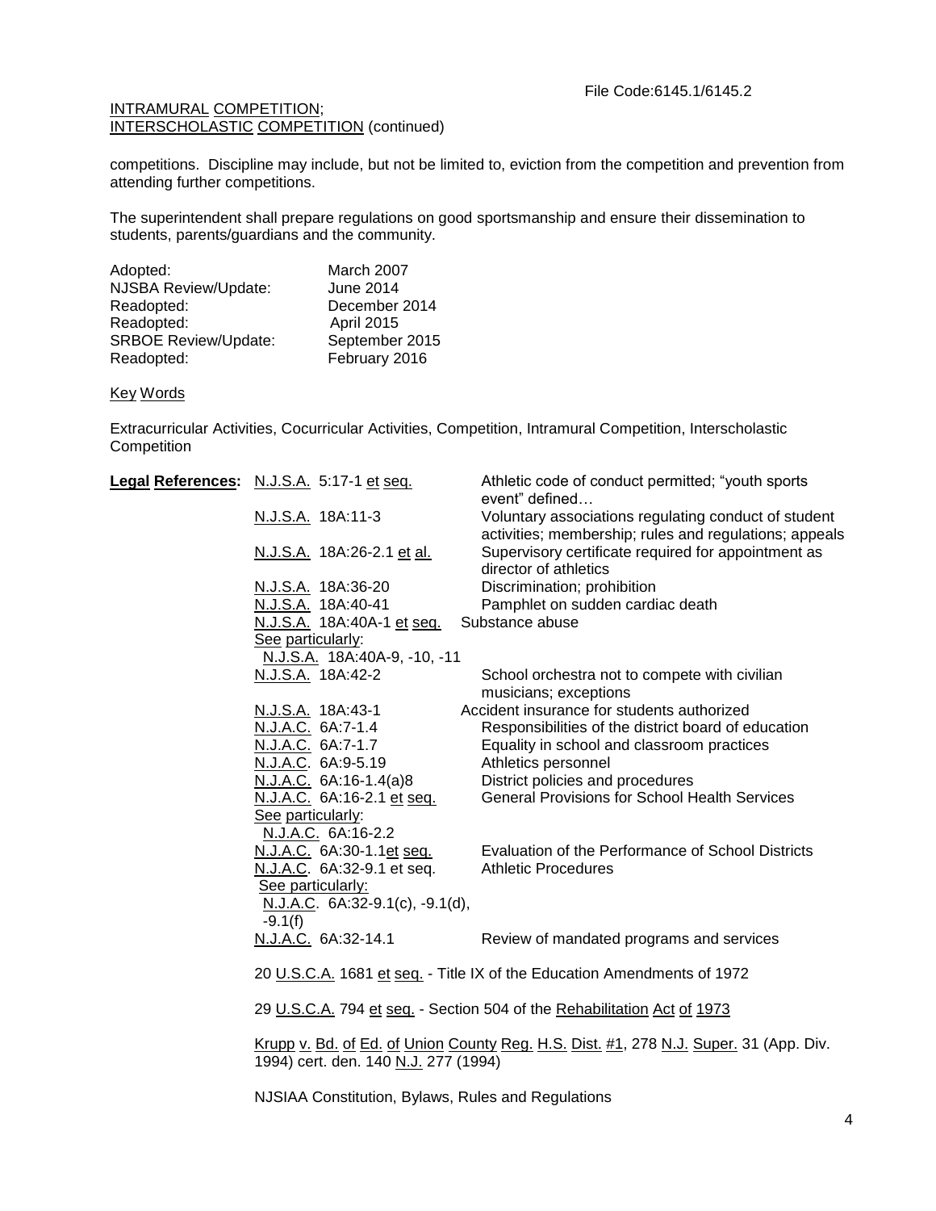competitions. Discipline may include, but not be limited to, eviction from the competition and prevention from attending further competitions.

The superintendent shall prepare regulations on good sportsmanship and ensure their dissemination to students, parents/guardians and the community.

| | |
|---|---|
| Adopted: | March 2007 |
| NJSBA Review/Update: | June 2014 |
| Readopted: | December 2014 |
| Readopted: | April 2015 |
| SRBOE Review/Update: | September 2015 |
| Readopted: | February 2016 |

Key Words

Extracurricular Activities, Cocurricular Activities, Competition, Intramural Competition, Interscholastic Competition

**Legal References:**

| | |
|---|---|
| N.J.S.A. 5:17-1 et seq. | Athletic code of conduct permitted; "youth sports event" defined… |
| N.J.S.A. 18A:11-3 | Voluntary associations regulating conduct of student activities; membership; rules and regulations; appeals |
| N.J.S.A. 18A:26-2.1 et al. | Supervisory certificate required for appointment as director of athletics |
| N.J.S.A. 18A:36-20 | Discrimination; prohibition |
| N.J.S.A. 18A:40-41 | Pamphlet on sudden cardiac death |
| N.J.S.A. 18A:40A-1 et seq. | Substance abuse |
| See particularly: N.J.S.A. 18A:40A-9, -10, -11 | |
| N.J.S.A. 18A:42-2 | School orchestra not to compete with civilian musicians; exceptions |
| N.J.S.A. 18A:43-1 | Accident insurance for students authorized |
| N.J.A.C. 6A:7-1.4 | Responsibilities of the district board of education |
| N.J.A.C. 6A:7-1.7 | Equality in school and classroom practices |
| N.J.A.C. 6A:9-5.19 | Athletics personnel |
| N.J.A.C. 6A:16-1.4(a)8 | District policies and procedures |
| N.J.A.C. 6A:16-2.1 et seq. | General Provisions for School Health Services |
| See particularly: N.J.A.C. 6A:16-2.2 | |
| N.J.A.C. 6A:30-1.1et seq. | Evaluation of the Performance of School Districts |
| N.J.A.C. 6A:32-9.1 et seq. | Athletic Procedures |
| See particularly: N.J.A.C. 6A:32-9.1(c), -9.1(d), -9.1(f) | |
| N.J.A.C. 6A:32-14.1 | Review of mandated programs and services |

20 U.S.C.A. 1681 et seq. - Title IX of the Education Amendments of 1972

29 U.S.C.A. 794 et seq. - Section 504 of the Rehabilitation Act of 1973

Krupp v. Bd. of Ed. of Union County Reg. H.S. Dist. #1, 278 N.J. Super. 31 (App. Div. 1994) cert. den. 140 N.J. 277 (1994)

NJSIAA Constitution, Bylaws, Rules and Regulations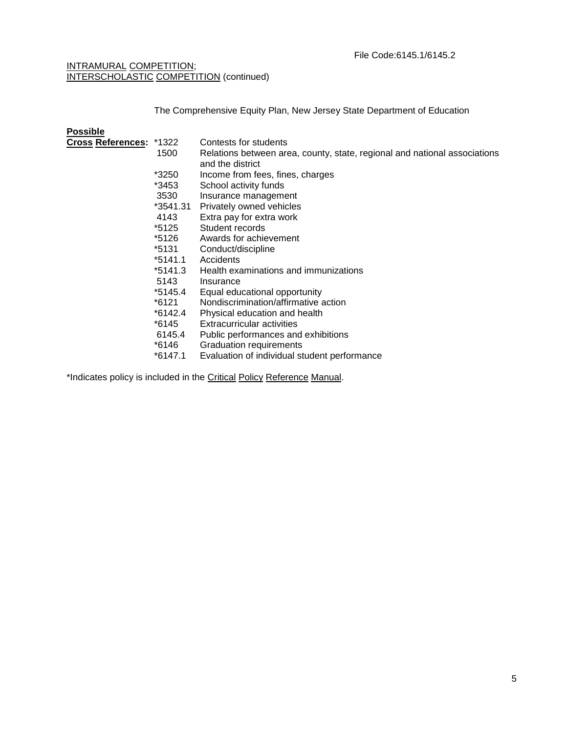File Code:6145.1/6145.2

INTRAMURAL COMPETITION;
INTERSCHOLASTIC COMPETITION (continued)

The Comprehensive Equity Plan, New Jersey State Department of Education

**Possible Cross References:**

| | |
|---|---|
| *1322 | Contests for students |
| 1500 | Relations between area, county, state, regional and national associations and the district |
| *3250 | Income from fees, fines, charges |
| *3453 | School activity funds |
| 3530 | Insurance management |
| *3541.31 | Privately owned vehicles |
| 4143 | Extra pay for extra work |
| *5125 | Student records |
| *5126 | Awards for achievement |
| *5131 | Conduct/discipline |
| *5141.1 | Accidents |
| *5141.3 | Health examinations and immunizations |
| 5143 | Insurance |
| *5145.4 | Equal educational opportunity |
| *6121 | Nondiscrimination/affirmative action |
| *6142.4 | Physical education and health |
| *6145 | Extracurricular activities |
| 6145.4 | Public performances and exhibitions |
| *6146 | Graduation requirements |
| *6147.1 | Evaluation of individual student performance |

*Indicates policy is included in the Critical Policy Reference Manual.